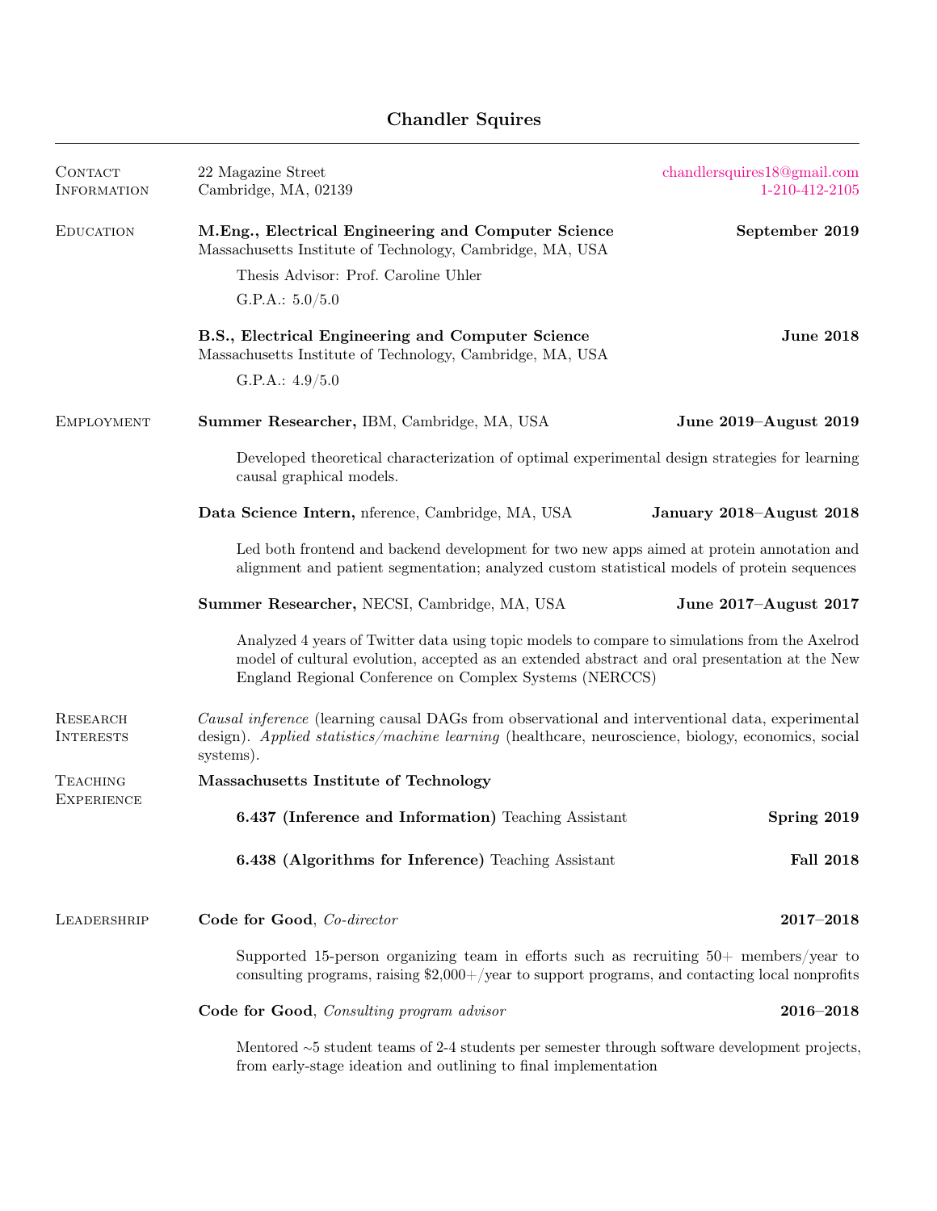# Chandler Squires

## Contact Information

22 Magazine Street
Cambridge, MA, 02139

chandlersquires18@gmail.com
1-210-412-2105

## Education

**M.Eng., Electrical Engineering and Computer Science** — **September 2019**
Massachusetts Institute of Technology, Cambridge, MA, USA

Thesis Advisor: Prof. Caroline Uhler

G.P.A.: 5.0/5.0

**B.S., Electrical Engineering and Computer Science** — **June 2018**
Massachusetts Institute of Technology, Cambridge, MA, USA

G.P.A.: 4.9/5.0

## Employment

**Summer Researcher,** IBM, Cambridge, MA, USA — **June 2019–August 2019**

Developed theoretical characterization of optimal experimental design strategies for learning causal graphical models.

**Data Science Intern,** nference, Cambridge, MA, USA — **January 2018–August 2018**

Led both frontend and backend development for two new apps aimed at protein annotation and alignment and patient segmentation; analyzed custom statistical models of protein sequences

**Summer Researcher,** NECSI, Cambridge, MA, USA — **June 2017–August 2017**

Analyzed 4 years of Twitter data using topic models to compare to simulations from the Axelrod model of cultural evolution, accepted as an extended abstract and oral presentation at the New England Regional Conference on Complex Systems (NERCCS)

## Research Interests

*Causal inference* (learning causal DAGs from observational and interventional data, experimental design). *Applied statistics/machine learning* (healthcare, neuroscience, biology, economics, social systems).

## Teaching Experience

**Massachusetts Institute of Technology**

**6.437 (Inference and Information)** Teaching Assistant — **Spring 2019**

**6.438 (Algorithms for Inference)** Teaching Assistant — **Fall 2018**

## Leadershrip

**Code for Good**, *Co-director* — **2017–2018**

Supported 15-person organizing team in efforts such as recruiting 50+ members/year to consulting programs, raising $2,000+/year to support programs, and contacting local nonprofits

**Code for Good**, *Consulting program advisor* — **2016–2018**

Mentored ~5 student teams of 2-4 students per semester through software development projects, from early-stage ideation and outlining to final implementation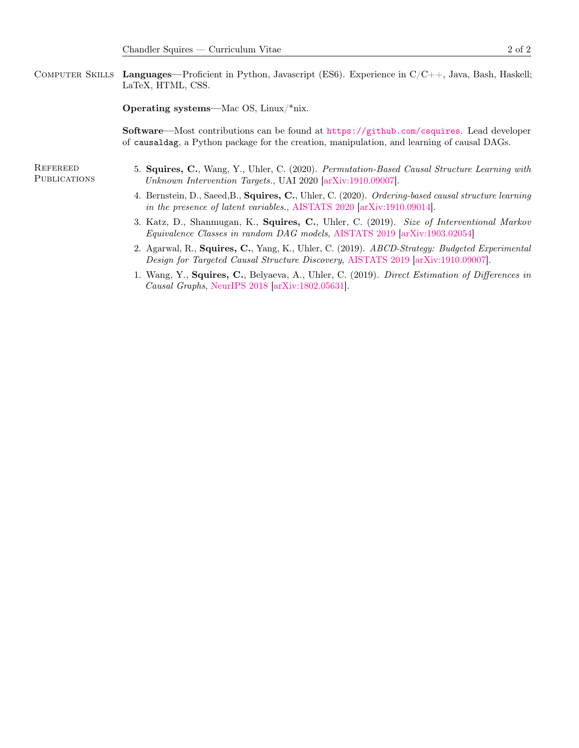## Computer Skills

**Languages**—Proficient in Python, Javascript (ES6). Experience in C/C++, Java, Bash, Haskell; LaTeX, HTML, CSS.

**Operating systems**—Mac OS, Linux/*nix.

**Software**—Most contributions can be found at `https://github.com/csquires`. Lead developer of `causaldag`, a Python package for the creation, manipulation, and learning of causal DAGs.

## Refereed Publications

5. **Squires, C.**, Wang, Y., Uhler, C. (2020). *Permutation-Based Causal Structure Learning with Unknown Intervention Targets.*, UAI 2020 [arXiv:1910.09007].
4. Bernstein, D., Saeed,B., **Squires, C.**, Uhler, C. (2020). *Ordering-based causal structure learning in the presence of latent variables.*, AISTATS 2020 [arXiv:1910.09014].
3. Katz, D., Shanmugan, K., **Squires, C.**, Uhler, C. (2019). *Size of Interventional Markov Equivalence Classes in random DAG models*, AISTATS 2019 [arXiv:1903.02054]
2. Agarwal, R., **Squires, C.**, Yang, K., Uhler, C. (2019). *ABCD-Strategy: Budgeted Experimental Design for Targeted Causal Structure Discovery*, AISTATS 2019 [arXiv:1910.09007].
1. Wang, Y., **Squires, C.**, Belyaeva, A., Uhler, C. (2019). *Direct Estimation of Differences in Causal Graphs*, NeurIPS 2018 [arXiv:1802.05631].